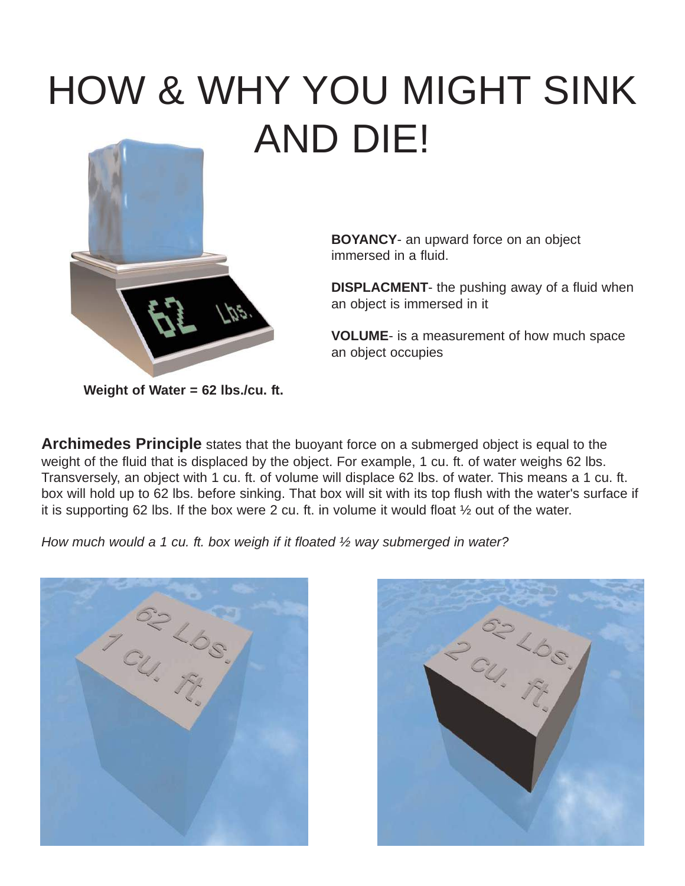# HOW & WHY YOU MIGHT SINK AND DIE!

**Weight of Water = 62 lbs./cu. ft.**

**BOYANCY**- an upward force on an object immersed in a fluid.

**DISPLACMENT**- the pushing away of a fluid when an object is immersed in it

**VOLUME**- is a measurement of how much space an object occupies

**Archimedes Principle** states that the buoyant force on a submerged object is equal to the weight of the fluid that is displaced by the object. For example, 1 cu. ft. of water weighs 62 lbs. Transversely, an object with 1 cu. ft. of volume will displace 62 lbs. of water. This means a 1 cu. ft. box will hold up to 62 lbs. before sinking. That box will sit with its top flush with the water's surface if it is supporting 62 lbs. If the box were 2 cu. ft. in volume it would float ½ out of the water.

*How much would a 1 cu. ft. box weigh if it floated ½ way submerged in water?*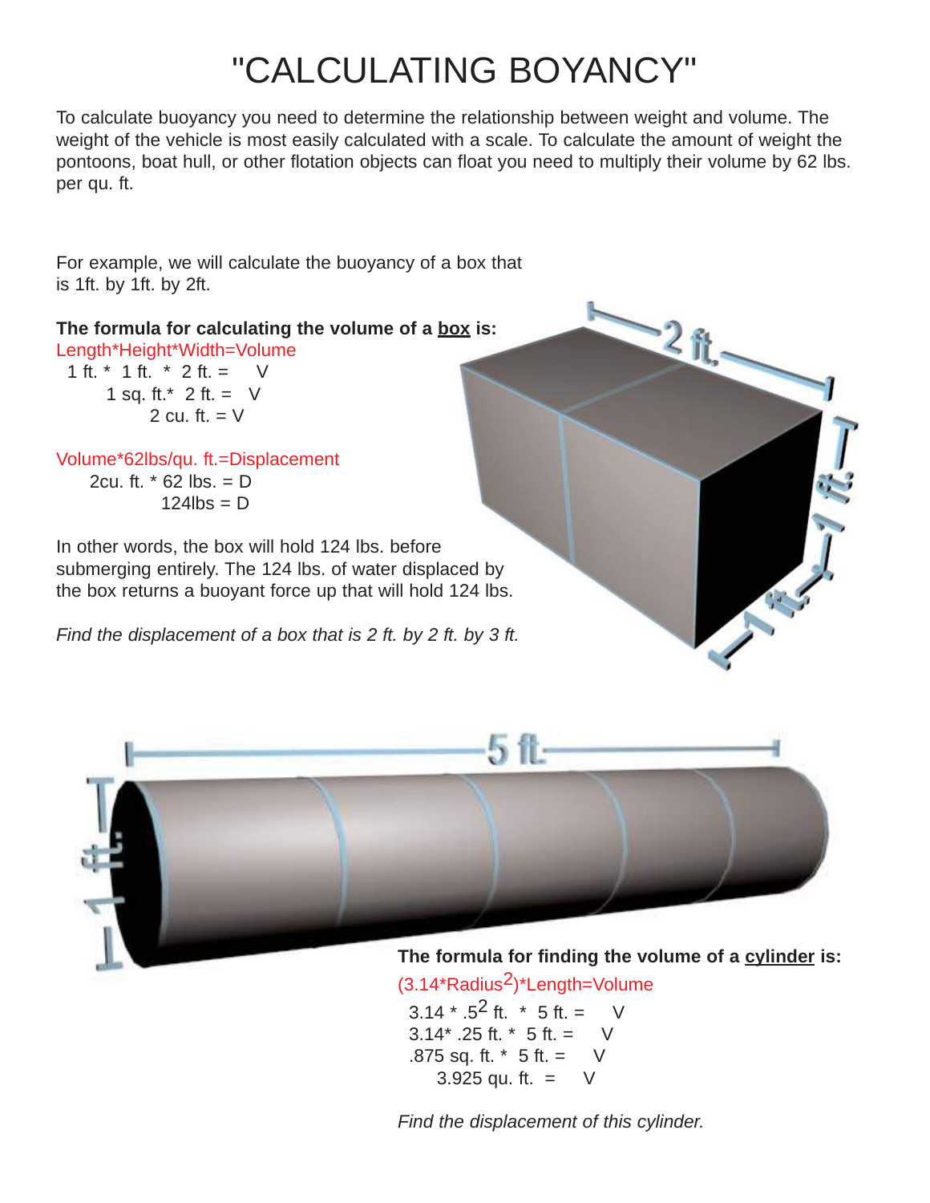# "CALCULATING BOYANCY"

To calculate buoyancy you need to determine the relationship between weight and volume. The weight of the vehicle is most easily calculated with a scale. To calculate the amount of weight the pontoons, boat hull, or other flotation objects can float you need to multiply their volume by 62 lbs. per qu. ft.

For example, we will calculate the buoyancy of a box that is 1ft. by 1ft. by 2ft.

**The formula for calculating the volume of a <u>box</u> is:**

Length*Height*Width=Volume

1 ft. * 1 ft. * 2 ft. = V

1 sq. ft.* 2 ft. = V

2 cu. ft. = V

Volume*62lbs/qu. ft.=Displacement

2cu. ft. * 62 lbs. = D

124lbs = D

In other words, the box will hold 124 lbs. before submerging entirely. The 124 lbs. of water displaced by the box returns a buoyant force up that will hold 124 lbs.

*Find the displacement of a box that is 2 ft. by 2 ft. by 3 ft.*

2 ft.

1 ft.

1 ft.

5 ft.

1 ft.

**The formula for finding the volume of a <u>cylinder</u> is:**

(3.14*Radius$^2$)*Length=Volume

3.14 * .5$^2$ ft. * 5 ft. = V

3.14* .25 ft. * 5 ft. = V

.875 sq. ft. * 5 ft. = V

3.925 qu. ft. = V

*Find the displacement of this cylinder.*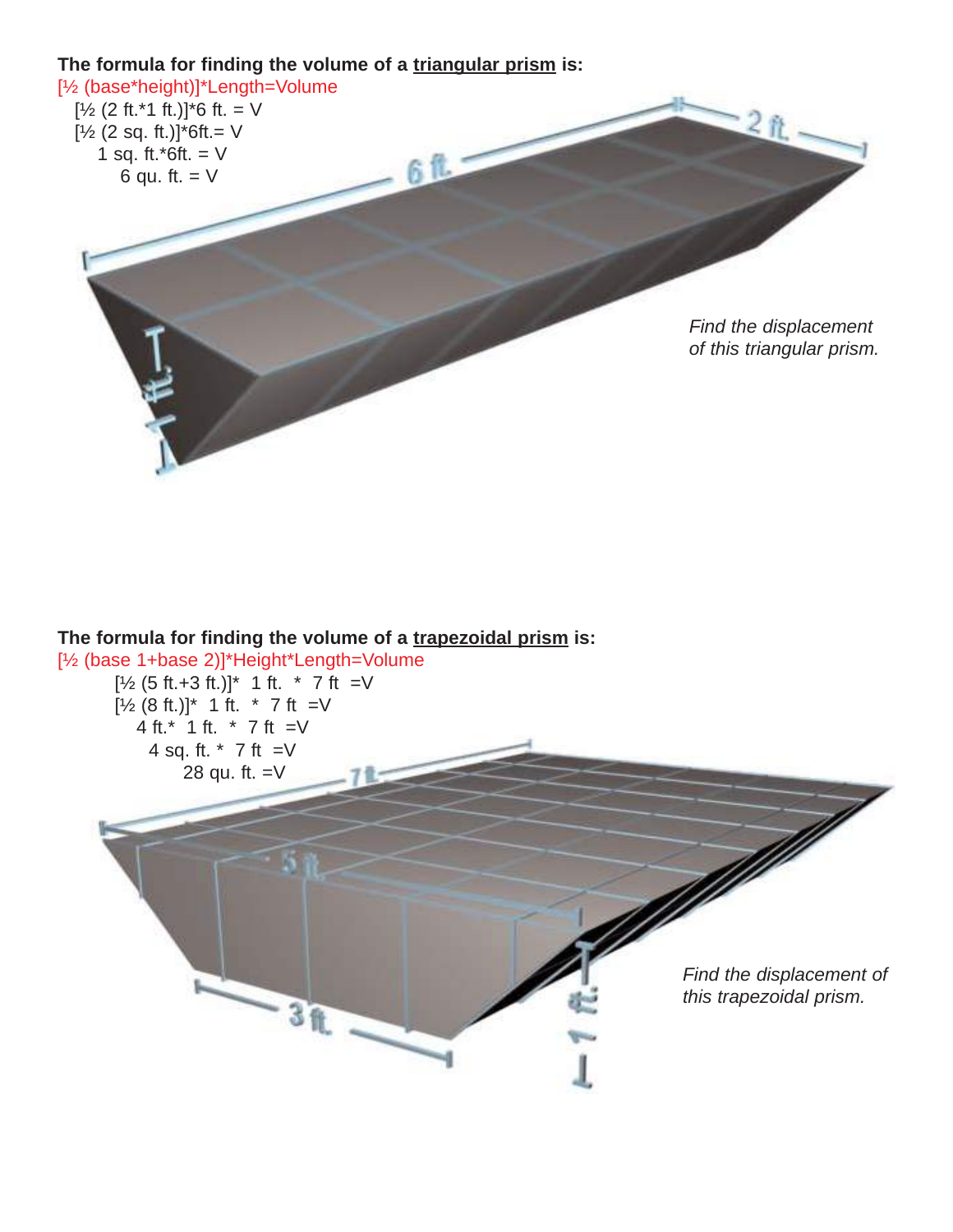**The formula for finding the volume of a <u>triangular prism</u> is:**

[½ (base*height)]*Length=Volume

[½ (2 ft.*1 ft.)]*6 ft. = V

[½ (2 sq. ft.)]*6ft.= V

1 sq. ft.*6ft. = V

6 qu. ft. = V

6 ft.

2 ft.

1 ft.

*Find the displacement of this triangular prism.*

**The formula for finding the volume of a <u>trapezoidal prism</u> is:**

[½ (base 1+base 2)]*Height*Length=Volume

[½ (5 ft.+3 ft.)]* 1 ft. * 7 ft =V

[½ (8 ft.)]* 1 ft. * 7 ft =V

4 ft.* 1 ft. * 7 ft =V

4 sq. ft. * 7 ft =V

28 qu. ft. =V

7 ft.

5 ft.

3 ft.

1 ft.

*Find the displacement of this trapezoidal prism.*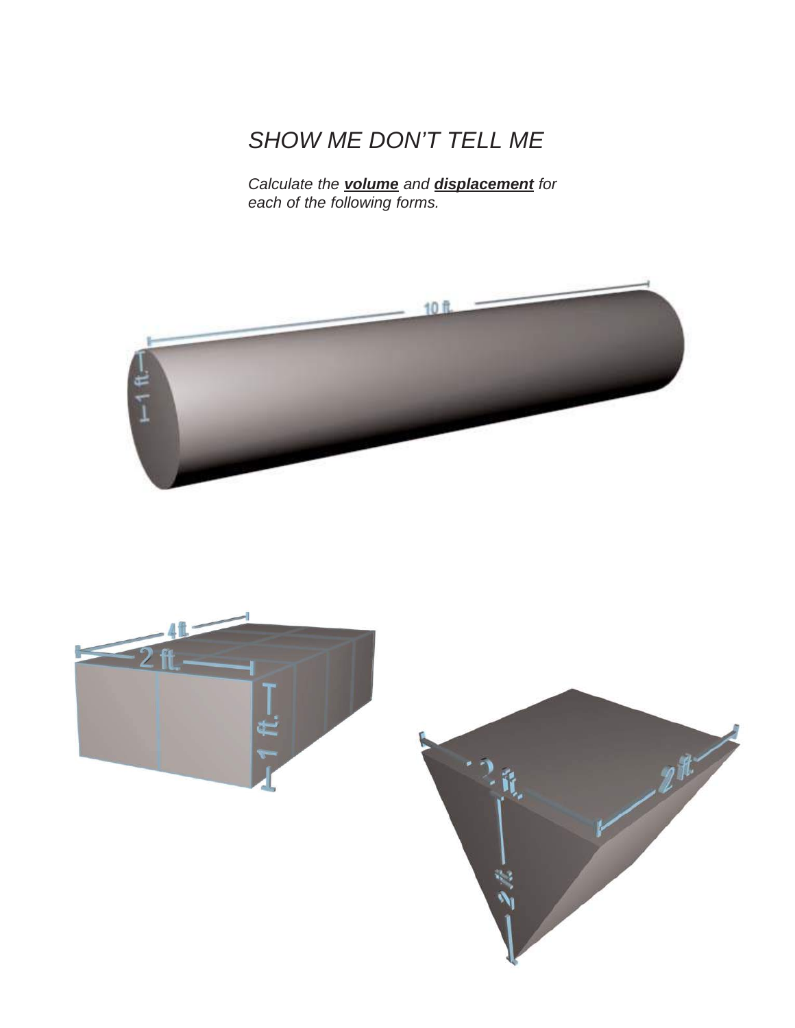# *SHOW ME DON'T TELL ME*

*Calculate the **volume** and **displacement** for each of the following forms.*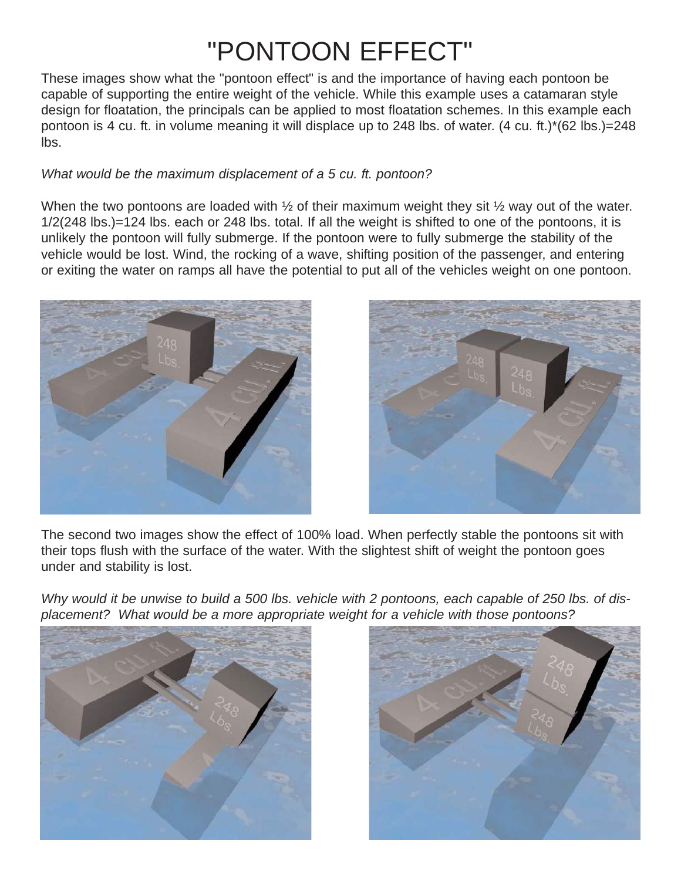# "PONTOON EFFECT"

These images show what the "pontoon effect" is and the importance of having each pontoon be capable of supporting the entire weight of the vehicle. While this example uses a catamaran style design for floatation, the principals can be applied to most floatation schemes. In this example each pontoon is 4 cu. ft. in volume meaning it will displace up to 248 lbs. of water. (4 cu. ft.)*(62 lbs.)=248 lbs.

*What would be the maximum displacement of a 5 cu. ft. pontoon?*

When the two pontoons are loaded with ½ of their maximum weight they sit ½ way out of the water. 1/2(248 lbs.)=124 lbs. each or 248 lbs. total. If all the weight is shifted to one of the pontoons, it is unlikely the pontoon will fully submerge. If the pontoon were to fully submerge the stability of the vehicle would be lost. Wind, the rocking of a wave, shifting position of the passenger, and entering or exiting the water on ramps all have the potential to put all of the vehicles weight on one pontoon.

The second two images show the effect of 100% load. When perfectly stable the pontoons sit with their tops flush with the surface of the water. With the slightest shift of weight the pontoon goes under and stability is lost.

*Why would it be unwise to build a 500 lbs. vehicle with 2 pontoons, each capable of 250 lbs. of displacement? What would be a more appropriate weight for a vehicle with those pontoons?*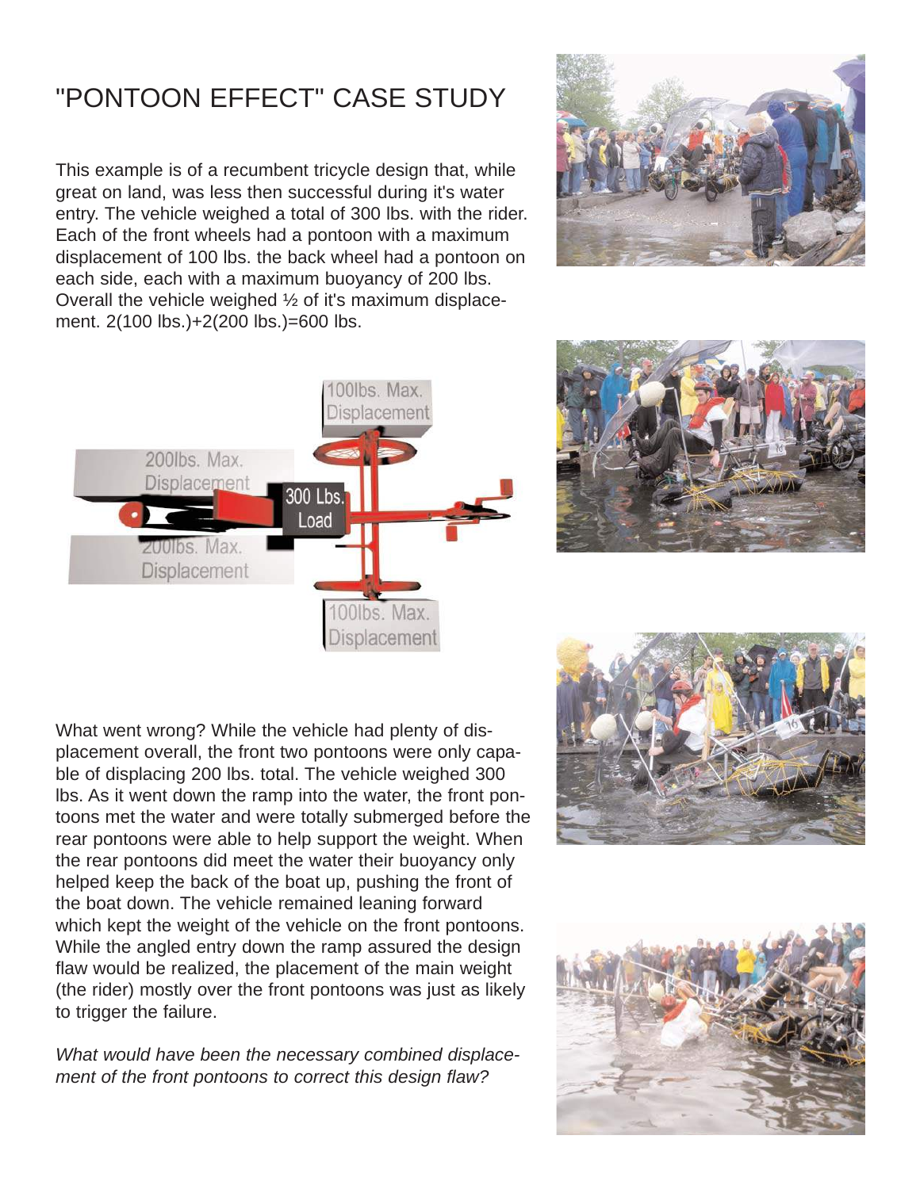# "PONTOON EFFECT" CASE STUDY

This example is of a recumbent tricycle design that, while great on land, was less then successful during it's water entry. The vehicle weighed a total of 300 lbs. with the rider. Each of the front wheels had a pontoon with a maximum displacement of 100 lbs. the back wheel had a pontoon on each side, each with a maximum buoyancy of 200 lbs. Overall the vehicle weighed ½ of it's maximum displacement. 2(100 lbs.)+2(200 lbs.)=600 lbs.

100lbs. Max. Displacement

200lbs. Max. Displacement

300 Lbs. Load

200lbs. Max. Displacement

100lbs. Max. Displacement

What went wrong? While the vehicle had plenty of displacement overall, the front two pontoons were only capable of displacing 200 lbs. total. The vehicle weighed 300 lbs. As it went down the ramp into the water, the front pontoons met the water and were totally submerged before the rear pontoons were able to help support the weight. When the rear pontoons did meet the water their buoyancy only helped keep the back of the boat up, pushing the front of the boat down. The vehicle remained leaning forward which kept the weight of the vehicle on the front pontoons. While the angled entry down the ramp assured the design flaw would be realized, the placement of the main weight (the rider) mostly over the front pontoons was just as likely to trigger the failure.

*What would have been the necessary combined displacement of the front pontoons to correct this design flaw?*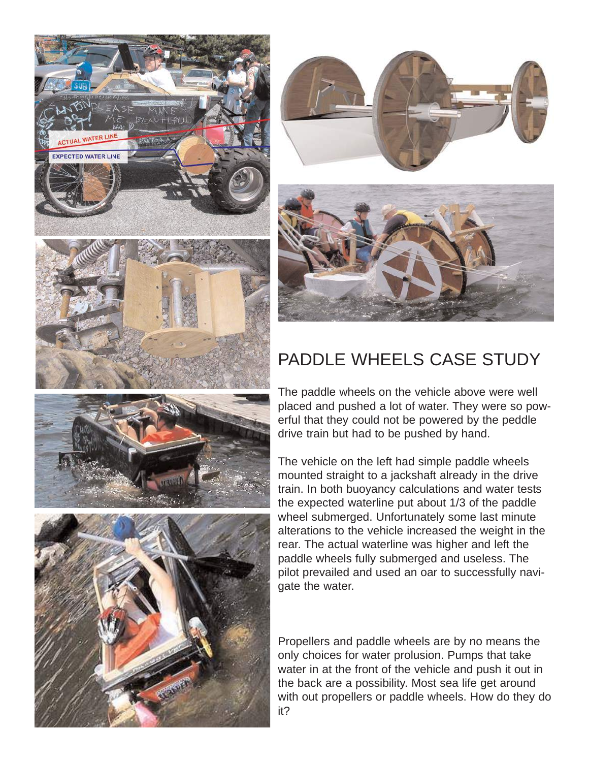# PADDLE WHEELS CASE STUDY

The paddle wheels on the vehicle above were well placed and pushed a lot of water. They were so powerful that they could not be powered by the peddle drive train but had to be pushed by hand.

The vehicle on the left had simple paddle wheels mounted straight to a jackshaft already in the drive train. In both buoyancy calculations and water tests the expected waterline put about 1/3 of the paddle wheel submerged. Unfortunately some last minute alterations to the vehicle increased the weight in the rear. The actual waterline was higher and left the paddle wheels fully submerged and useless. The pilot prevailed and used an oar to successfully navigate the water.

Propellers and paddle wheels are by no means the only choices for water prolusion. Pumps that take water in at the front of the vehicle and push it out in the back are a possibility. Most sea life get around with out propellers or paddle wheels. How do they do it?